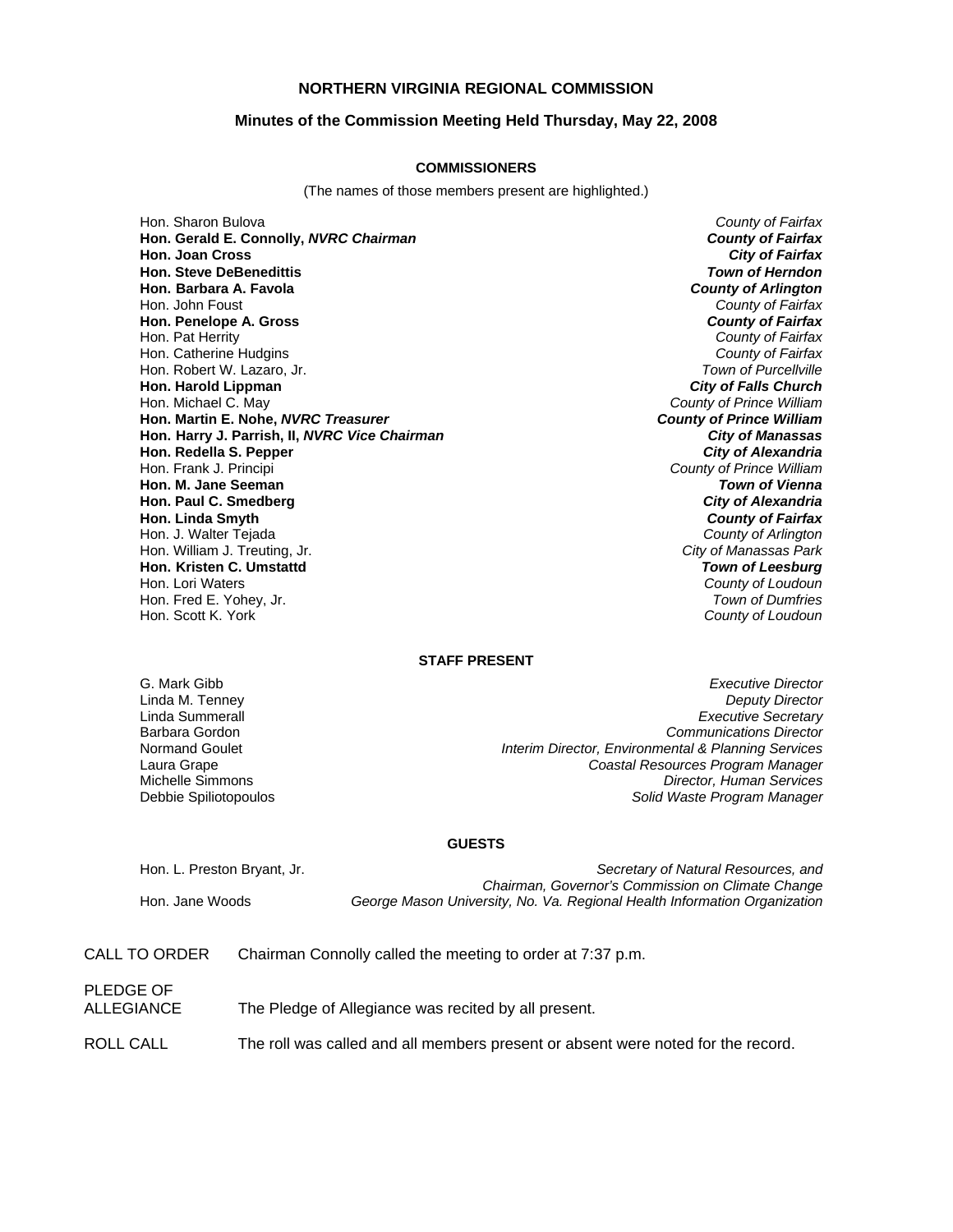# NORTHERN VIRGINIA REGIONAL COMMISSION

## Minutes of the Commission Meeting Held Thursday, May 22, 2008

### COMMISSIONERS

(The names of those members present are highlighted.)

| | |
|---|---|
| Hon. Sharon Bulova | *County of Fairfax* |
| **Hon. Gerald E. Connolly, *NVRC Chairman*** | ***County of Fairfax*** |
| **Hon. Joan Cross** | ***City of Fairfax*** |
| **Hon. Steve DeBenedittis** | ***Town of Herndon*** |
| **Hon. Barbara A. Favola** | ***County of Arlington*** |
| Hon. John Foust | *County of Fairfax* |
| **Hon. Penelope A. Gross** | ***County of Fairfax*** |
| Hon. Pat Herrity | *County of Fairfax* |
| Hon. Catherine Hudgins | *County of Fairfax* |
| Hon. Robert W. Lazaro, Jr. | *Town of Purcellville* |
| **Hon. Harold Lippman** | ***City of Falls Church*** |
| Hon. Michael C. May | *County of Prince William* |
| **Hon. Martin E. Nohe, *NVRC Treasurer*** | ***County of Prince William*** |
| **Hon. Harry J. Parrish, II, *NVRC Vice Chairman*** | ***City of Manassas*** |
| **Hon. Redella S. Pepper** | ***City of Alexandria*** |
| Hon. Frank J. Principi | *County of Prince William* |
| **Hon. M. Jane Seeman** | ***Town of Vienna*** |
| **Hon. Paul C. Smedberg** | ***City of Alexandria*** |
| **Hon. Linda Smyth** | ***County of Fairfax*** |
| Hon. J. Walter Tejada | *County of Arlington* |
| Hon. William J. Treuting, Jr. | *City of Manassas Park* |
| **Hon. Kristen C. Umstattd** | ***Town of Leesburg*** |
| Hon. Lori Waters | *County of Loudoun* |
| Hon. Fred E. Yohey, Jr. | *Town of Dumfries* |
| Hon. Scott K. York | *County of Loudoun* |

### STAFF PRESENT

| | |
|---|---|
| G. Mark Gibb | *Executive Director* |
| Linda M. Tenney | *Deputy Director* |
| Linda Summerall | *Executive Secretary* |
| Barbara Gordon | *Communications Director* |
| Normand Goulet | *Interim Director, Environmental & Planning Services* |
| Laura Grape | *Coastal Resources Program Manager* |
| Michelle Simmons | *Director, Human Services* |
| Debbie Spiliotopoulos | *Solid Waste Program Manager* |

### GUESTS

| | |
|---|---|
| Hon. L. Preston Bryant, Jr. | *Secretary of Natural Resources, and Chairman, Governor's Commission on Climate Change* |
| Hon. Jane Woods | *George Mason University, No. Va. Regional Health Information Organization* |

CALL TO ORDER Chairman Connolly called the meeting to order at 7:37 p.m.

PLEDGE OF ALLEGIANCE The Pledge of Allegiance was recited by all present.

ROLL CALL The roll was called and all members present or absent were noted for the record.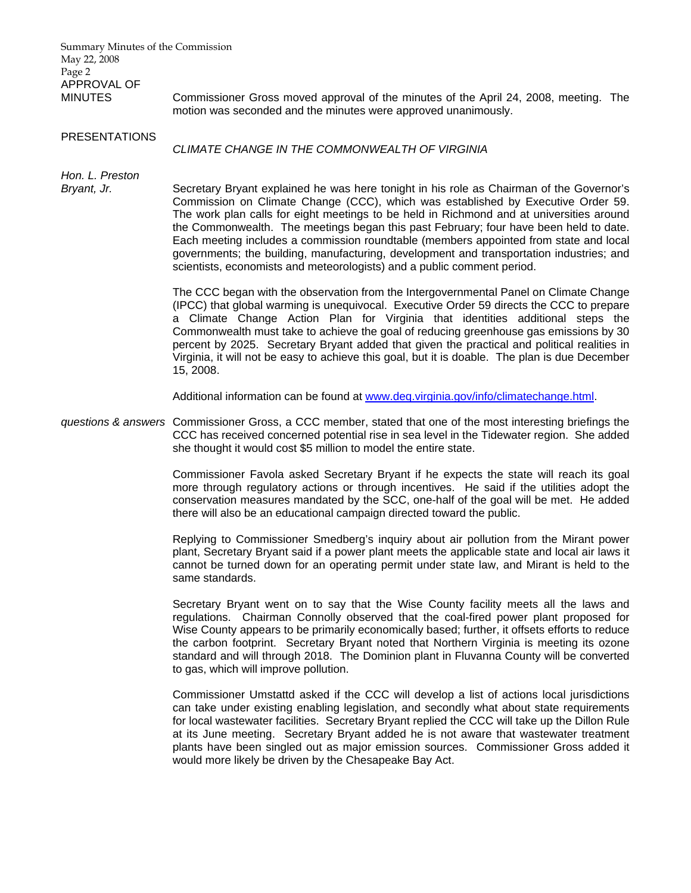**APPROVAL OF MINUTES**

Commissioner Gross moved approval of the minutes of the April 24, 2008, meeting. The motion was seconded and the minutes were approved unanimously.

**PRESENTATIONS**

*CLIMATE CHANGE IN THE COMMONWEALTH OF VIRGINIA*

*Hon. L. Preston Bryant, Jr.*

Secretary Bryant explained he was here tonight in his role as Chairman of the Governor's Commission on Climate Change (CCC), which was established by Executive Order 59. The work plan calls for eight meetings to be held in Richmond and at universities around the Commonwealth. The meetings began this past February; four have been held to date. Each meeting includes a commission roundtable (members appointed from state and local governments; the building, manufacturing, development and transportation industries; and scientists, economists and meteorologists) and a public comment period.

The CCC began with the observation from the Intergovernmental Panel on Climate Change (IPCC) that global warming is unequivocal. Executive Order 59 directs the CCC to prepare a Climate Change Action Plan for Virginia that identities additional steps the Commonwealth must take to achieve the goal of reducing greenhouse gas emissions by 30 percent by 2025. Secretary Bryant added that given the practical and political realities in Virginia, it will not be easy to achieve this goal, but it is doable. The plan is due December 15, 2008.

Additional information can be found at www.deq.virginia.gov/info/climatechange.html.

*questions & answers*

Commissioner Gross, a CCC member, stated that one of the most interesting briefings the CCC has received concerned potential rise in sea level in the Tidewater region. She added she thought it would cost $5 million to model the entire state.

Commissioner Favola asked Secretary Bryant if he expects the state will reach its goal more through regulatory actions or through incentives. He said if the utilities adopt the conservation measures mandated by the SCC, one-half of the goal will be met. He added there will also be an educational campaign directed toward the public.

Replying to Commissioner Smedberg's inquiry about air pollution from the Mirant power plant, Secretary Bryant said if a power plant meets the applicable state and local air laws it cannot be turned down for an operating permit under state law, and Mirant is held to the same standards.

Secretary Bryant went on to say that the Wise County facility meets all the laws and regulations. Chairman Connolly observed that the coal-fired power plant proposed for Wise County appears to be primarily economically based; further, it offsets efforts to reduce the carbon footprint. Secretary Bryant noted that Northern Virginia is meeting its ozone standard and will through 2018. The Dominion plant in Fluvanna County will be converted to gas, which will improve pollution.

Commissioner Umstattd asked if the CCC will develop a list of actions local jurisdictions can take under existing enabling legislation, and secondly what about state requirements for local wastewater facilities. Secretary Bryant replied the CCC will take up the Dillon Rule at its June meeting. Secretary Bryant added he is not aware that wastewater treatment plants have been singled out as major emission sources. Commissioner Gross added it would more likely be driven by the Chesapeake Bay Act.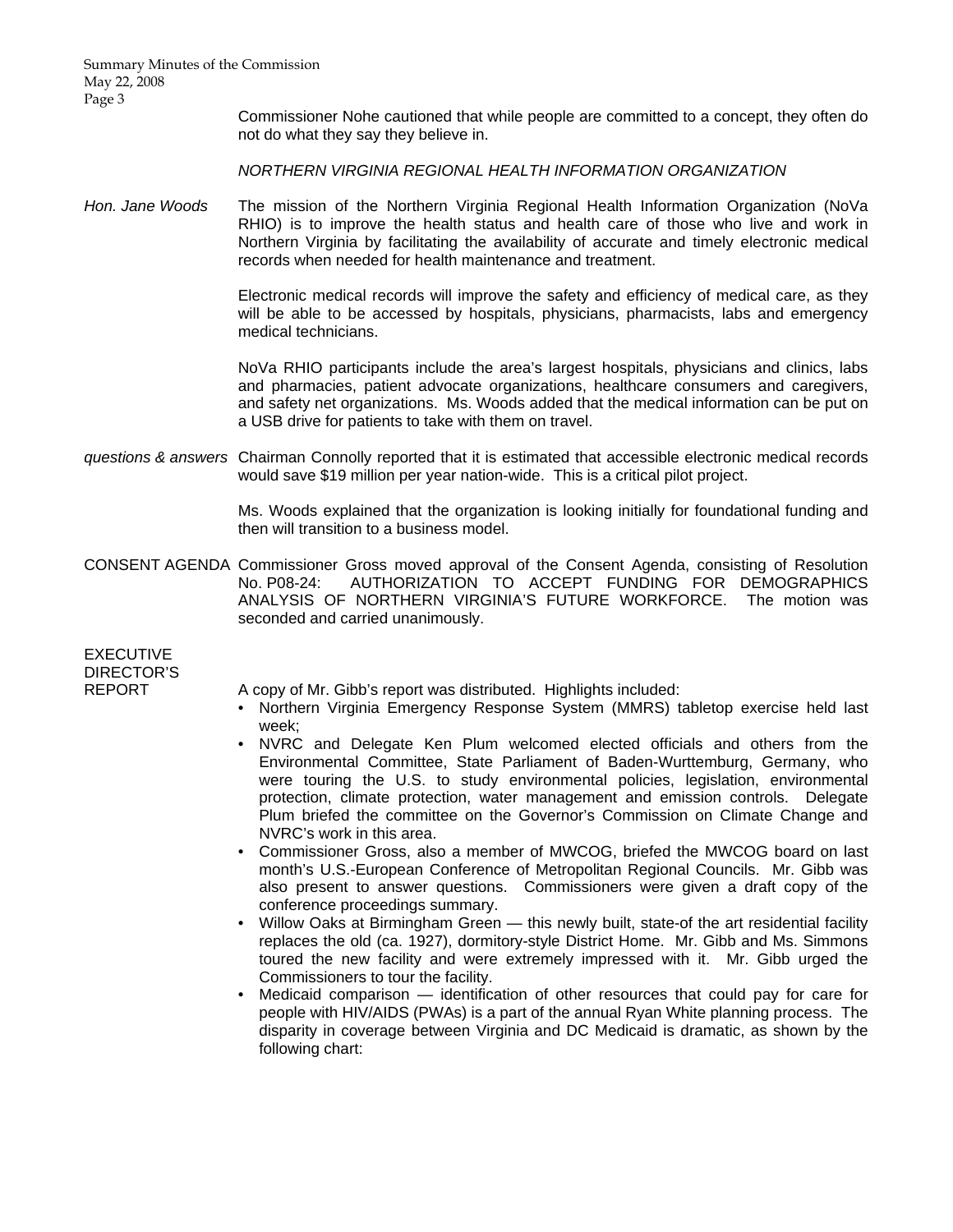Commissioner Nohe cautioned that while people are committed to a concept, they often do not do what they say they believe in.

*NORTHERN VIRGINIA REGIONAL HEALTH INFORMATION ORGANIZATION*

*Hon. Jane Woods*

The mission of the Northern Virginia Regional Health Information Organization (NoVa RHIO) is to improve the health status and health care of those who live and work in Northern Virginia by facilitating the availability of accurate and timely electronic medical records when needed for health maintenance and treatment.

Electronic medical records will improve the safety and efficiency of medical care, as they will be able to be accessed by hospitals, physicians, pharmacists, labs and emergency medical technicians.

NoVa RHIO participants include the area's largest hospitals, physicians and clinics, labs and pharmacies, patient advocate organizations, healthcare consumers and caregivers, and safety net organizations. Ms. Woods added that the medical information can be put on a USB drive for patients to take with them on travel.

*questions & answers*

Chairman Connolly reported that it is estimated that accessible electronic medical records would save $19 million per year nation-wide. This is a critical pilot project.

Ms. Woods explained that the organization is looking initially for foundational funding and then will transition to a business model.

CONSENT AGENDA

Commissioner Gross moved approval of the Consent Agenda, consisting of Resolution No. P08-24: AUTHORIZATION TO ACCEPT FUNDING FOR DEMOGRAPHICS ANALYSIS OF NORTHERN VIRGINIA'S FUTURE WORKFORCE. The motion was seconded and carried unanimously.

EXECUTIVE DIRECTOR'S REPORT

A copy of Mr. Gibb's report was distributed. Highlights included:

- Northern Virginia Emergency Response System (MMRS) tabletop exercise held last week;
- NVRC and Delegate Ken Plum welcomed elected officials and others from the Environmental Committee, State Parliament of Baden-Wurttemburg, Germany, who were touring the U.S. to study environmental policies, legislation, environmental protection, climate protection, water management and emission controls. Delegate Plum briefed the committee on the Governor's Commission on Climate Change and NVRC's work in this area.
- Commissioner Gross, also a member of MWCOG, briefed the MWCOG board on last month's U.S.-European Conference of Metropolitan Regional Councils. Mr. Gibb was also present to answer questions. Commissioners were given a draft copy of the conference proceedings summary.
- Willow Oaks at Birmingham Green — this newly built, state-of the art residential facility replaces the old (ca. 1927), dormitory-style District Home. Mr. Gibb and Ms. Simmons toured the new facility and were extremely impressed with it. Mr. Gibb urged the Commissioners to tour the facility.
- Medicaid comparison — identification of other resources that could pay for care for people with HIV/AIDS (PWAs) is a part of the annual Ryan White planning process. The disparity in coverage between Virginia and DC Medicaid is dramatic, as shown by the following chart: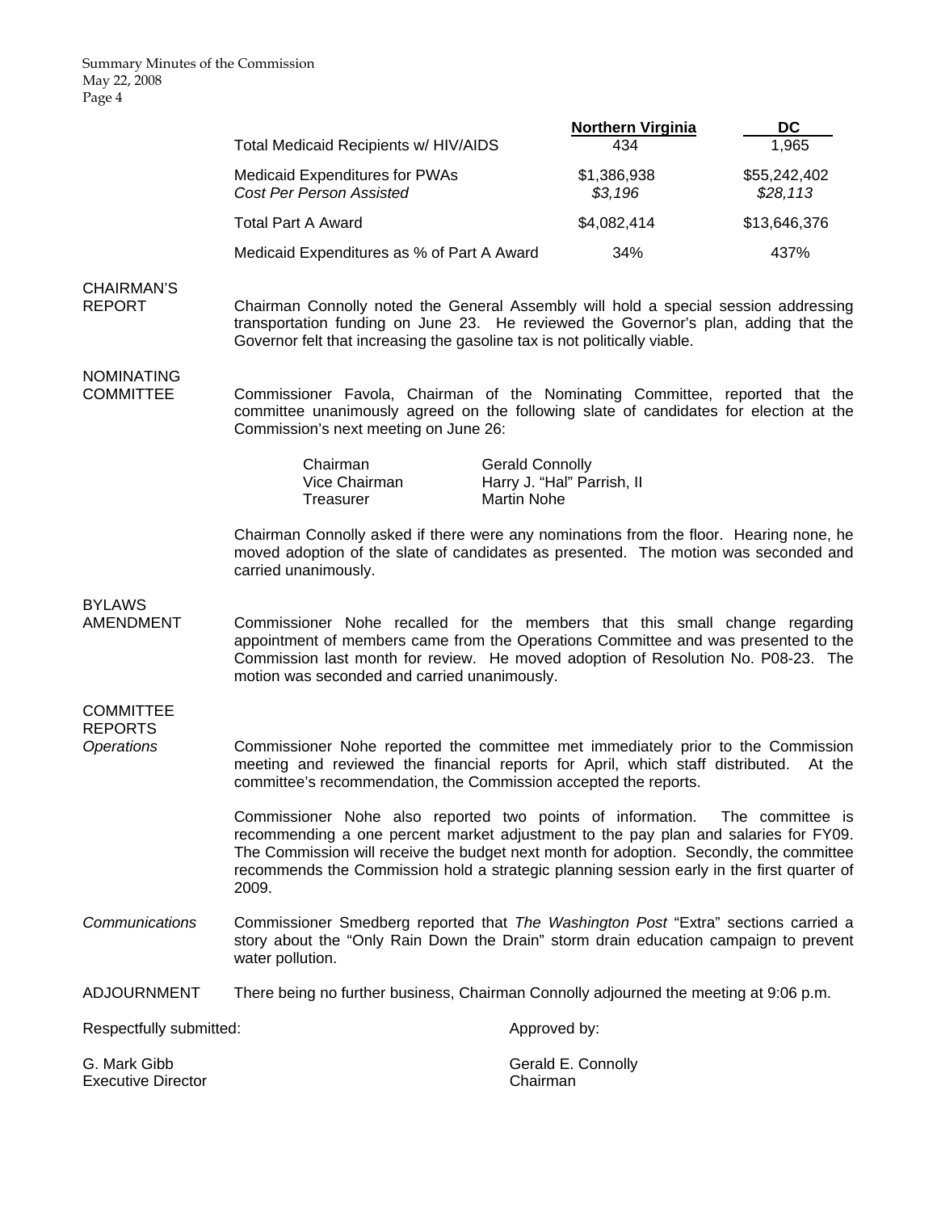| | Northern Virginia | DC |
|---|---|---|
| Total Medicaid Recipients w/ HIV/AIDS | 434 | 1,965 |
| Medicaid Expenditures for PWAs<br>*Cost Per Person Assisted* | $1,386,938<br>*$3,196* | $55,242,402<br>*$28,113* |
| Total Part A Award | $4,082,414 | $13,646,376 |
| Medicaid Expenditures as % of Part A Award | 34% | 437% |

**CHAIRMAN'S REPORT**

Chairman Connolly noted the General Assembly will hold a special session addressing transportation funding on June 23. He reviewed the Governor's plan, adding that the Governor felt that increasing the gasoline tax is not politically viable.

**NOMINATING COMMITTEE**

Commissioner Favola, Chairman of the Nominating Committee, reported that the committee unanimously agreed on the following slate of candidates for election at the Commission's next meeting on June 26:

| | |
|---|---|
| Chairman | Gerald Connolly |
| Vice Chairman | Harry J. "Hal" Parrish, II |
| Treasurer | Martin Nohe |

Chairman Connolly asked if there were any nominations from the floor. Hearing none, he moved adoption of the slate of candidates as presented. The motion was seconded and carried unanimously.

**BYLAWS AMENDMENT**

Commissioner Nohe recalled for the members that this small change regarding appointment of members came from the Operations Committee and was presented to the Commission last month for review. He moved adoption of Resolution No. P08-23. The motion was seconded and carried unanimously.

**COMMITTEE REPORTS**

*Operations*

Commissioner Nohe reported the committee met immediately prior to the Commission meeting and reviewed the financial reports for April, which staff distributed. At the committee's recommendation, the Commission accepted the reports.

Commissioner Nohe also reported two points of information. The committee is recommending a one percent market adjustment to the pay plan and salaries for FY09. The Commission will receive the budget next month for adoption. Secondly, the committee recommends the Commission hold a strategic planning session early in the first quarter of 2009.

*Communications*

Commissioner Smedberg reported that *The Washington Post* "Extra" sections carried a story about the "Only Rain Down the Drain" storm drain education campaign to prevent water pollution.

**ADJOURNMENT**

There being no further business, Chairman Connolly adjourned the meeting at 9:06 p.m.

Respectfully submitted:

G. Mark Gibb
Executive Director

Approved by:

Gerald E. Connolly
Chairman